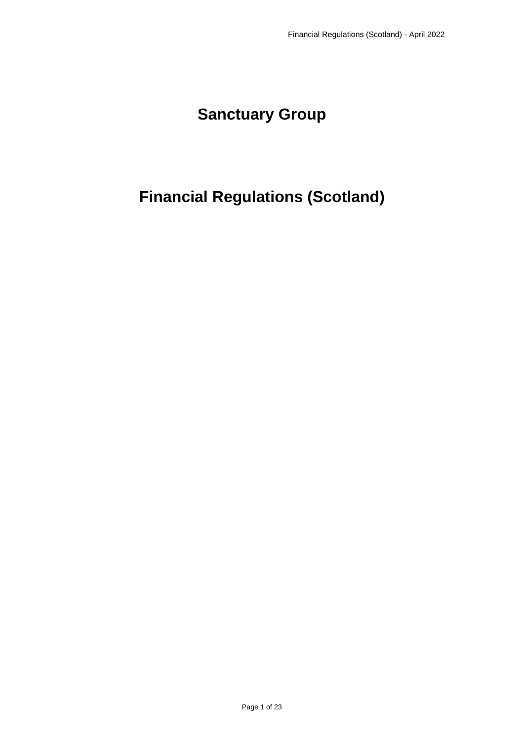# Sanctuary Group

# Financial Regulations (Scotland)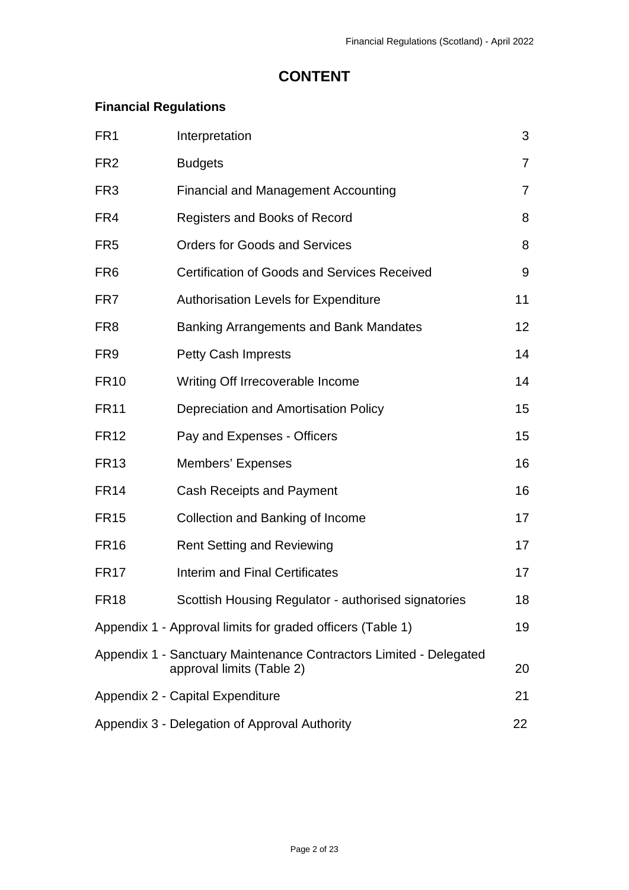# CONTENT

## Financial Regulations

| | | |
|---|---|---|
| FR1 | Interpretation | 3 |
| FR2 | Budgets | 7 |
| FR3 | Financial and Management Accounting | 7 |
| FR4 | Registers and Books of Record | 8 |
| FR5 | Orders for Goods and Services | 8 |
| FR6 | Certification of Goods and Services Received | 9 |
| FR7 | Authorisation Levels for Expenditure | 11 |
| FR8 | Banking Arrangements and Bank Mandates | 12 |
| FR9 | Petty Cash Imprests | 14 |
| FR10 | Writing Off Irrecoverable Income | 14 |
| FR11 | Depreciation and Amortisation Policy | 15 |
| FR12 | Pay and Expenses - Officers | 15 |
| FR13 | Members' Expenses | 16 |
| FR14 | Cash Receipts and Payment | 16 |
| FR15 | Collection and Banking of Income | 17 |
| FR16 | Rent Setting and Reviewing | 17 |
| FR17 | Interim and Final Certificates | 17 |
| FR18 | Scottish Housing Regulator - authorised signatories | 18 |
| Appendix 1 - Approval limits for graded officers (Table 1) | | 19 |
| Appendix 1 - Sanctuary Maintenance Contractors Limited - Delegated approval limits (Table 2) | | 20 |
| Appendix 2 - Capital Expenditure | | 21 |
| Appendix 3 - Delegation of Approval Authority | | 22 |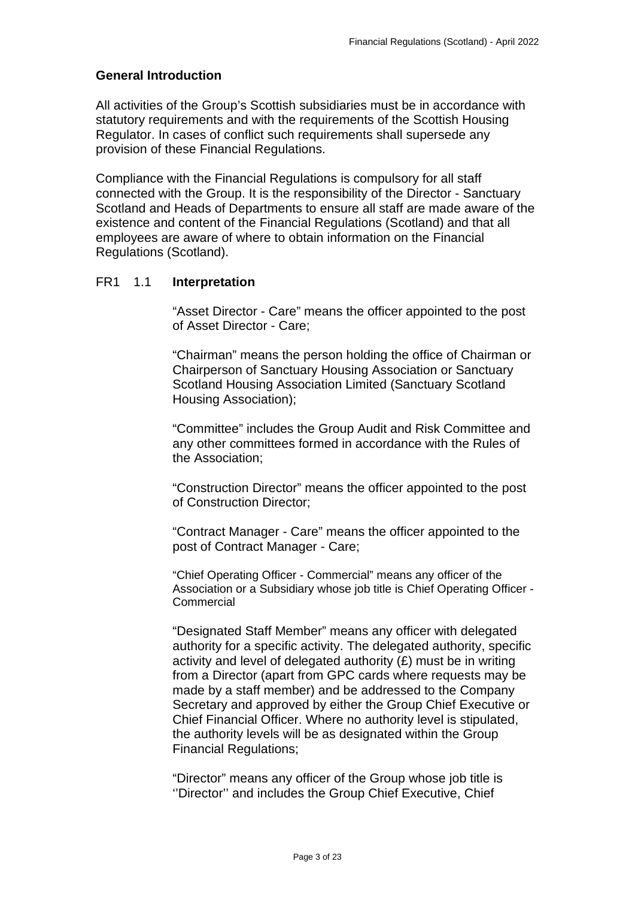## General Introduction

All activities of the Group's Scottish subsidiaries must be in accordance with statutory requirements and with the requirements of the Scottish Housing Regulator. In cases of conflict such requirements shall supersede any provision of these Financial Regulations.

Compliance with the Financial Regulations is compulsory for all staff connected with the Group. It is the responsibility of the Director - Sanctuary Scotland and Heads of Departments to ensure all staff are made aware of the existence and content of the Financial Regulations (Scotland) and that all employees are aware of where to obtain information on the Financial Regulations (Scotland).

### FR1 1.1 Interpretation

"Asset Director - Care" means the officer appointed to the post of Asset Director - Care;

"Chairman" means the person holding the office of Chairman or Chairperson of Sanctuary Housing Association or Sanctuary Scotland Housing Association Limited (Sanctuary Scotland Housing Association);

"Committee" includes the Group Audit and Risk Committee and any other committees formed in accordance with the Rules of the Association;

"Construction Director" means the officer appointed to the post of Construction Director;

"Contract Manager - Care" means the officer appointed to the post of Contract Manager - Care;

"Chief Operating Officer - Commercial" means any officer of the Association or a Subsidiary whose job title is Chief Operating Officer - Commercial

"Designated Staff Member" means any officer with delegated authority for a specific activity. The delegated authority, specific activity and level of delegated authority (£) must be in writing from a Director (apart from GPC cards where requests may be made by a staff member) and be addressed to the Company Secretary and approved by either the Group Chief Executive or Chief Financial Officer. Where no authority level is stipulated, the authority levels will be as designated within the Group Financial Regulations;

"Director" means any officer of the Group whose job title is ''Director'' and includes the Group Chief Executive, Chief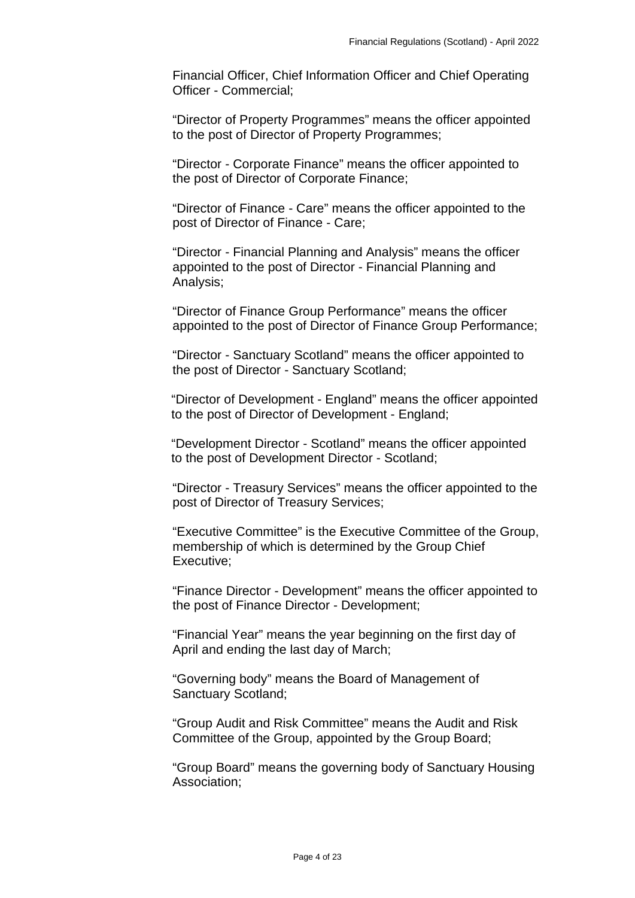Financial Officer, Chief Information Officer and Chief Operating Officer - Commercial;

“Director of Property Programmes” means the officer appointed to the post of Director of Property Programmes;

“Director - Corporate Finance” means the officer appointed to the post of Director of Corporate Finance;

“Director of Finance - Care” means the officer appointed to the post of Director of Finance - Care;

“Director - Financial Planning and Analysis” means the officer appointed to the post of Director - Financial Planning and Analysis;

“Director of Finance Group Performance” means the officer appointed to the post of Director of Finance Group Performance;

“Director - Sanctuary Scotland” means the officer appointed to the post of Director - Sanctuary Scotland;

“Director of Development - England” means the officer appointed to the post of Director of Development - England;

“Development Director - Scotland” means the officer appointed to the post of Development Director - Scotland;

“Director - Treasury Services” means the officer appointed to the post of Director of Treasury Services;

“Executive Committee” is the Executive Committee of the Group, membership of which is determined by the Group Chief Executive;

“Finance Director - Development” means the officer appointed to the post of Finance Director - Development;

“Financial Year” means the year beginning on the first day of April and ending the last day of March;

“Governing body” means the Board of Management of Sanctuary Scotland;

“Group Audit and Risk Committee” means the Audit and Risk Committee of the Group, appointed by the Group Board;

“Group Board” means the governing body of Sanctuary Housing Association;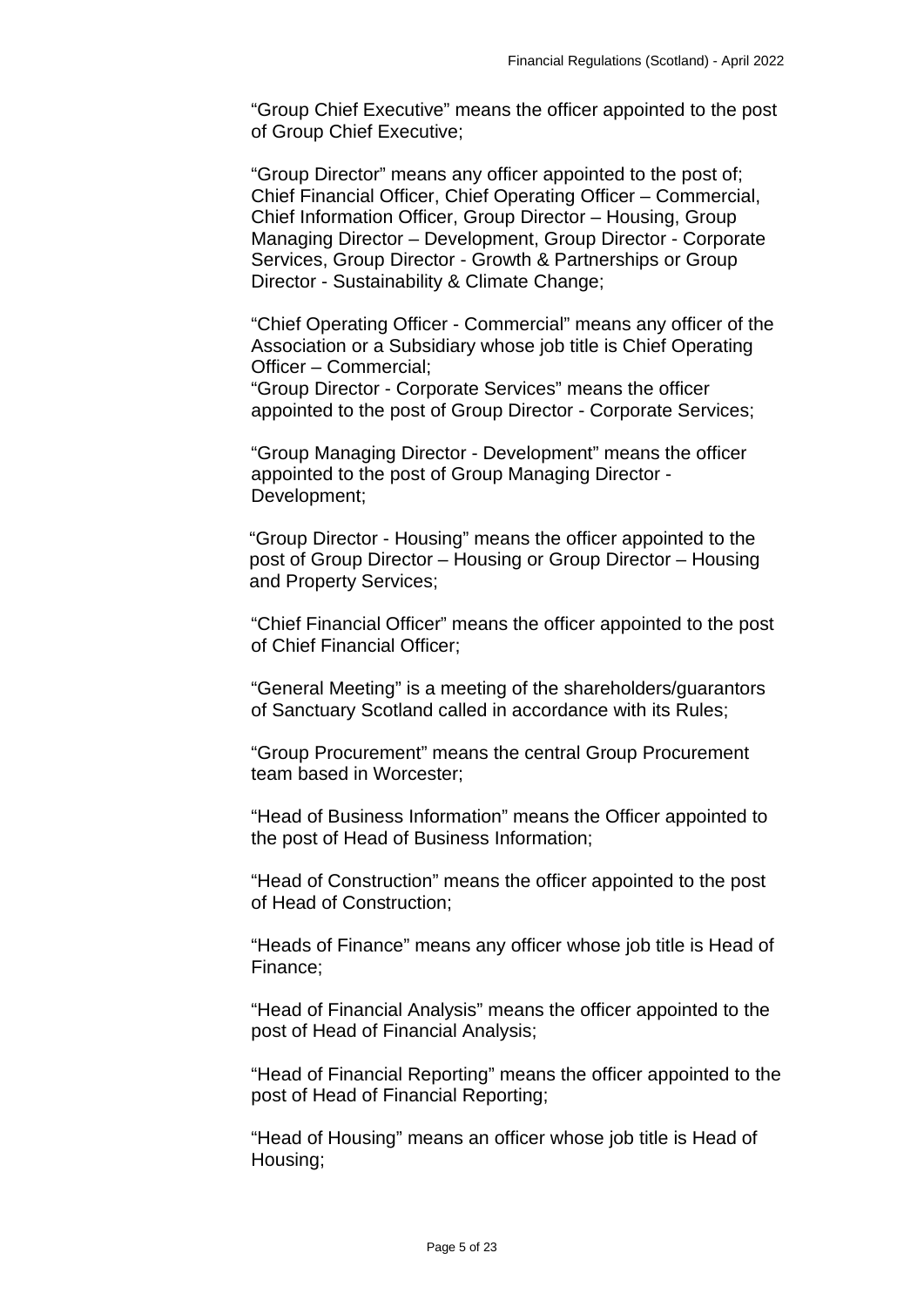"Group Chief Executive" means the officer appointed to the post of Group Chief Executive;

"Group Director" means any officer appointed to the post of; Chief Financial Officer, Chief Operating Officer – Commercial, Chief Information Officer, Group Director – Housing, Group Managing Director – Development, Group Director - Corporate Services, Group Director - Growth & Partnerships or Group Director - Sustainability & Climate Change;

"Chief Operating Officer - Commercial" means any officer of the Association or a Subsidiary whose job title is Chief Operating Officer – Commercial;

"Group Director - Corporate Services" means the officer appointed to the post of Group Director - Corporate Services;

"Group Managing Director - Development" means the officer appointed to the post of Group Managing Director - Development;

"Group Director - Housing" means the officer appointed to the post of Group Director – Housing or Group Director – Housing and Property Services;

"Chief Financial Officer" means the officer appointed to the post of Chief Financial Officer;

"General Meeting" is a meeting of the shareholders/guarantors of Sanctuary Scotland called in accordance with its Rules;

"Group Procurement" means the central Group Procurement team based in Worcester;

"Head of Business Information" means the Officer appointed to the post of Head of Business Information;

"Head of Construction" means the officer appointed to the post of Head of Construction;

"Heads of Finance" means any officer whose job title is Head of Finance;

"Head of Financial Analysis" means the officer appointed to the post of Head of Financial Analysis;

"Head of Financial Reporting" means the officer appointed to the post of Head of Financial Reporting;

"Head of Housing" means an officer whose job title is Head of Housing;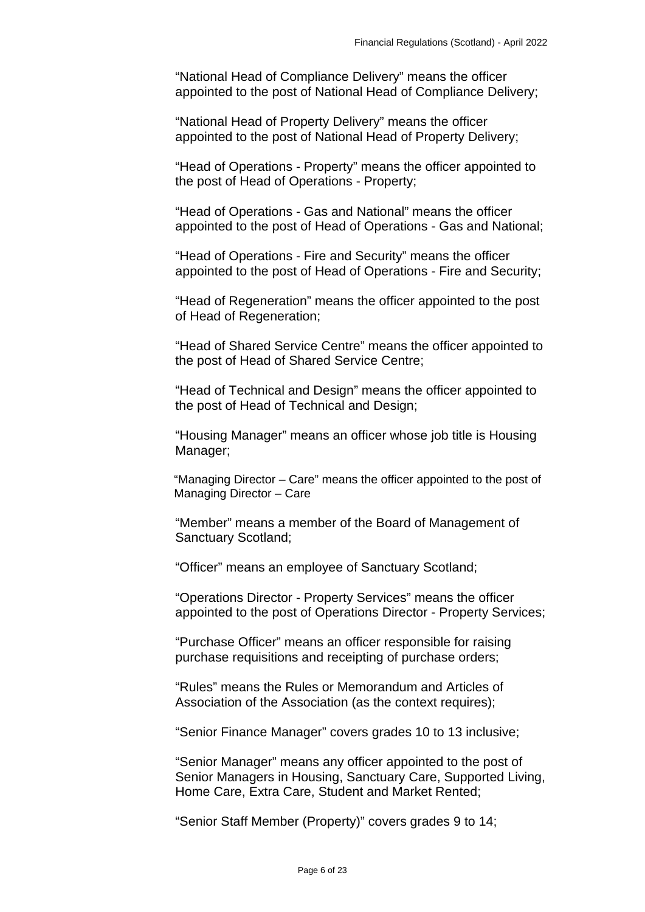"National Head of Compliance Delivery" means the officer appointed to the post of National Head of Compliance Delivery;

"National Head of Property Delivery" means the officer appointed to the post of National Head of Property Delivery;

"Head of Operations - Property" means the officer appointed to the post of Head of Operations - Property;

"Head of Operations - Gas and National" means the officer appointed to the post of Head of Operations - Gas and National;

"Head of Operations - Fire and Security" means the officer appointed to the post of Head of Operations - Fire and Security;

"Head of Regeneration" means the officer appointed to the post of Head of Regeneration;

"Head of Shared Service Centre" means the officer appointed to the post of Head of Shared Service Centre;

"Head of Technical and Design" means the officer appointed to the post of Head of Technical and Design;

"Housing Manager" means an officer whose job title is Housing Manager;

"Managing Director – Care" means the officer appointed to the post of Managing Director – Care

"Member" means a member of the Board of Management of Sanctuary Scotland;

"Officer" means an employee of Sanctuary Scotland;

"Operations Director - Property Services" means the officer appointed to the post of Operations Director - Property Services;

"Purchase Officer" means an officer responsible for raising purchase requisitions and receipting of purchase orders;

"Rules" means the Rules or Memorandum and Articles of Association of the Association (as the context requires);

"Senior Finance Manager" covers grades 10 to 13 inclusive;

"Senior Manager" means any officer appointed to the post of Senior Managers in Housing, Sanctuary Care, Supported Living, Home Care, Extra Care, Student and Market Rented;

"Senior Staff Member (Property)" covers grades 9 to 14;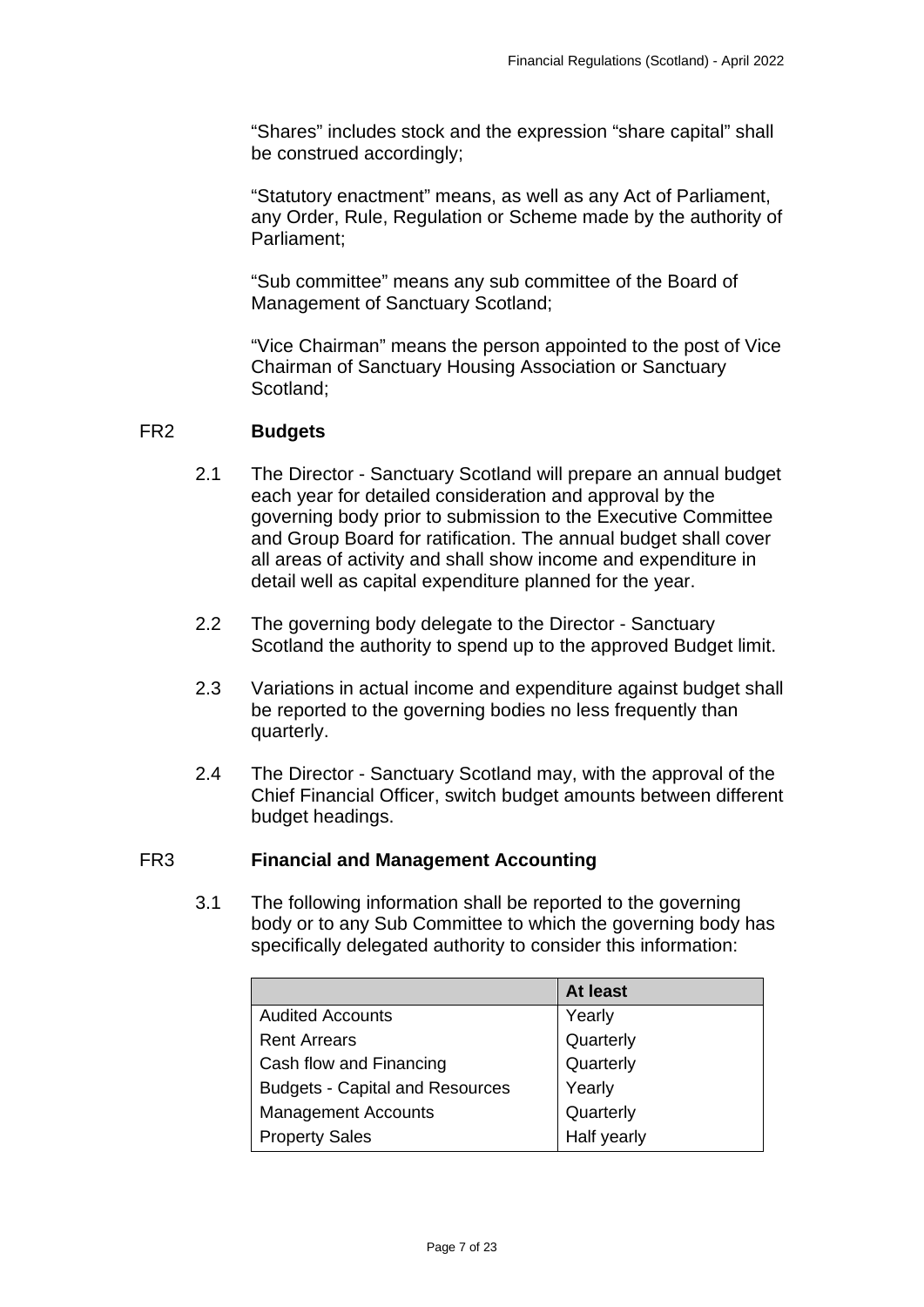"Shares" includes stock and the expression "share capital" shall be construed accordingly;

"Statutory enactment" means, as well as any Act of Parliament, any Order, Rule, Regulation or Scheme made by the authority of Parliament;

"Sub committee" means any sub committee of the Board of Management of Sanctuary Scotland;

"Vice Chairman" means the person appointed to the post of Vice Chairman of Sanctuary Housing Association or Sanctuary Scotland;

## FR2 Budgets

2.1 The Director - Sanctuary Scotland will prepare an annual budget each year for detailed consideration and approval by the governing body prior to submission to the Executive Committee and Group Board for ratification. The annual budget shall cover all areas of activity and shall show income and expenditure in detail well as capital expenditure planned for the year.

2.2 The governing body delegate to the Director - Sanctuary Scotland the authority to spend up to the approved Budget limit.

2.3 Variations in actual income and expenditure against budget shall be reported to the governing bodies no less frequently than quarterly.

2.4 The Director - Sanctuary Scotland may, with the approval of the Chief Financial Officer, switch budget amounts between different budget headings.

## FR3 Financial and Management Accounting

3.1 The following information shall be reported to the governing body or to any Sub Committee to which the governing body has specifically delegated authority to consider this information:

| | **At least** |
|---|---|
| Audited Accounts | Yearly |
| Rent Arrears | Quarterly |
| Cash flow and Financing | Quarterly |
| Budgets - Capital and Resources | Yearly |
| Management Accounts | Quarterly |
| Property Sales | Half yearly |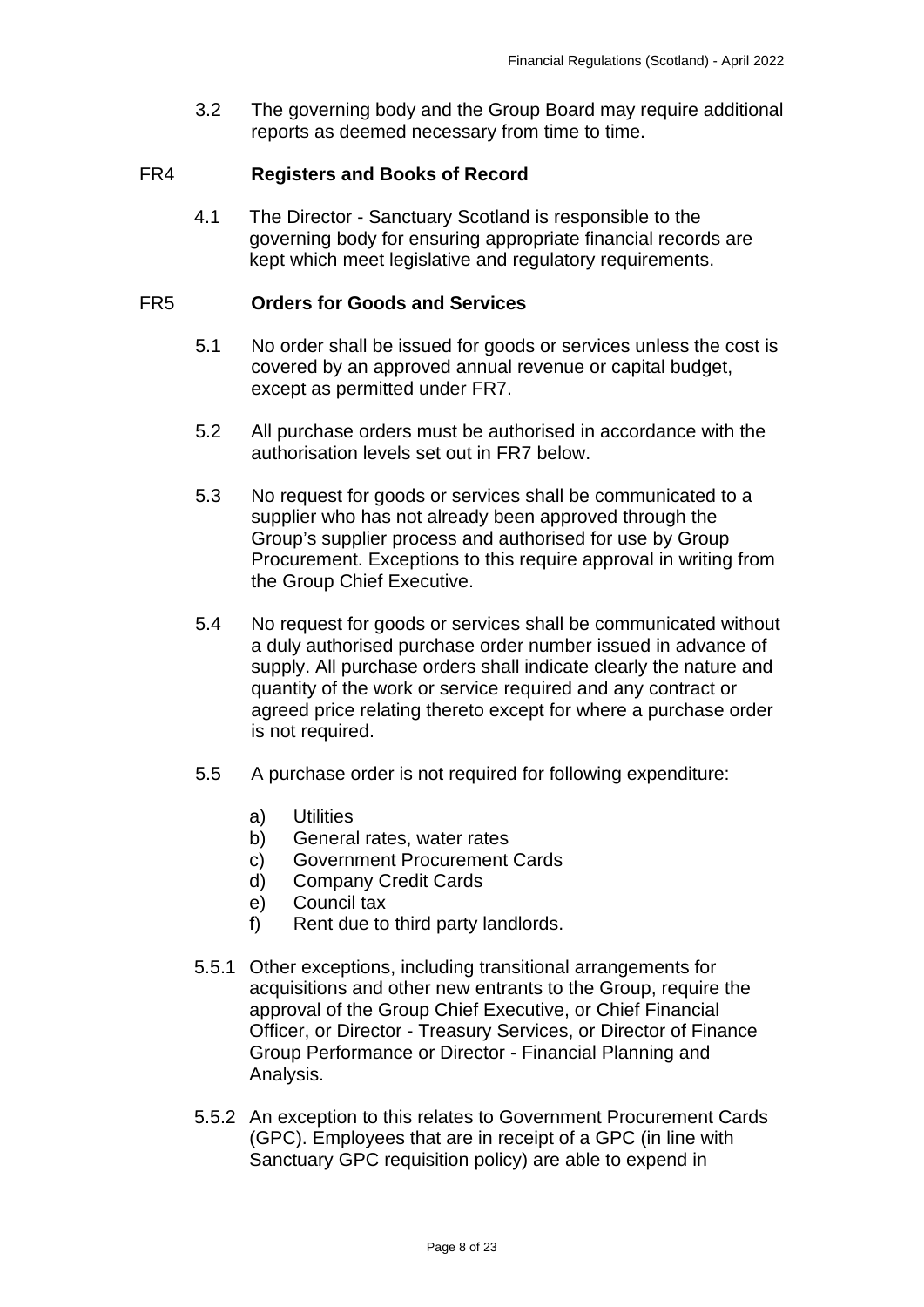3.2 The governing body and the Group Board may require additional reports as deemed necessary from time to time.

## FR4 Registers and Books of Record

4.1 The Director - Sanctuary Scotland is responsible to the governing body for ensuring appropriate financial records are kept which meet legislative and regulatory requirements.

## FR5 Orders for Goods and Services

5.1 No order shall be issued for goods or services unless the cost is covered by an approved annual revenue or capital budget, except as permitted under FR7.

5.2 All purchase orders must be authorised in accordance with the authorisation levels set out in FR7 below.

5.3 No request for goods or services shall be communicated to a supplier who has not already been approved through the Group's supplier process and authorised for use by Group Procurement. Exceptions to this require approval in writing from the Group Chief Executive.

5.4 No request for goods or services shall be communicated without a duly authorised purchase order number issued in advance of supply. All purchase orders shall indicate clearly the nature and quantity of the work or service required and any contract or agreed price relating thereto except for where a purchase order is not required.

5.5 A purchase order is not required for following expenditure:

a) Utilities
b) General rates, water rates
c) Government Procurement Cards
d) Company Credit Cards
e) Council tax
f) Rent due to third party landlords.

5.5.1 Other exceptions, including transitional arrangements for acquisitions and other new entrants to the Group, require the approval of the Group Chief Executive, or Chief Financial Officer, or Director - Treasury Services, or Director of Finance Group Performance or Director - Financial Planning and Analysis.

5.5.2 An exception to this relates to Government Procurement Cards (GPC). Employees that are in receipt of a GPC (in line with Sanctuary GPC requisition policy) are able to expend in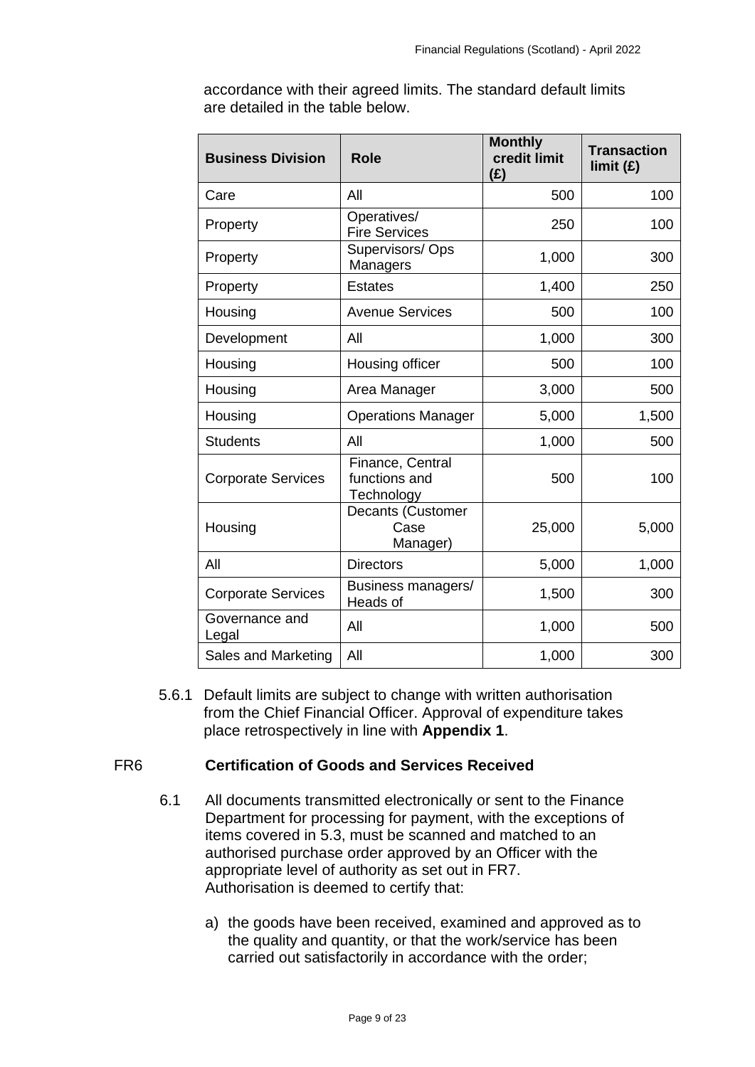accordance with their agreed limits. The standard default limits are detailed in the table below.

| Business Division | Role | Monthly credit limit (£) | Transaction limit (£) |
|---|---|---|---|
| Care | All | 500 | 100 |
| Property | Operatives/ Fire Services | 250 | 100 |
| Property | Supervisors/ Ops Managers | 1,000 | 300 |
| Property | Estates | 1,400 | 250 |
| Housing | Avenue Services | 500 | 100 |
| Development | All | 1,000 | 300 |
| Housing | Housing officer | 500 | 100 |
| Housing | Area Manager | 3,000 | 500 |
| Housing | Operations Manager | 5,000 | 1,500 |
| Students | All | 1,000 | 500 |
| Corporate Services | Finance, Central functions and Technology | 500 | 100 |
| Housing | Decants (Customer Case Manager) | 25,000 | 5,000 |
| All | Directors | 5,000 | 1,000 |
| Corporate Services | Business managers/ Heads of | 1,500 | 300 |
| Governance and Legal | All | 1,000 | 500 |
| Sales and Marketing | All | 1,000 | 300 |

5.6.1 Default limits are subject to change with written authorisation from the Chief Financial Officer. Approval of expenditure takes place retrospectively in line with **Appendix 1**.

## FR6 Certification of Goods and Services Received

6.1 All documents transmitted electronically or sent to the Finance Department for processing for payment, with the exceptions of items covered in 5.3, must be scanned and matched to an authorised purchase order approved by an Officer with the appropriate level of authority as set out in FR7. Authorisation is deemed to certify that:

a) the goods have been received, examined and approved as to the quality and quantity, or that the work/service has been carried out satisfactorily in accordance with the order;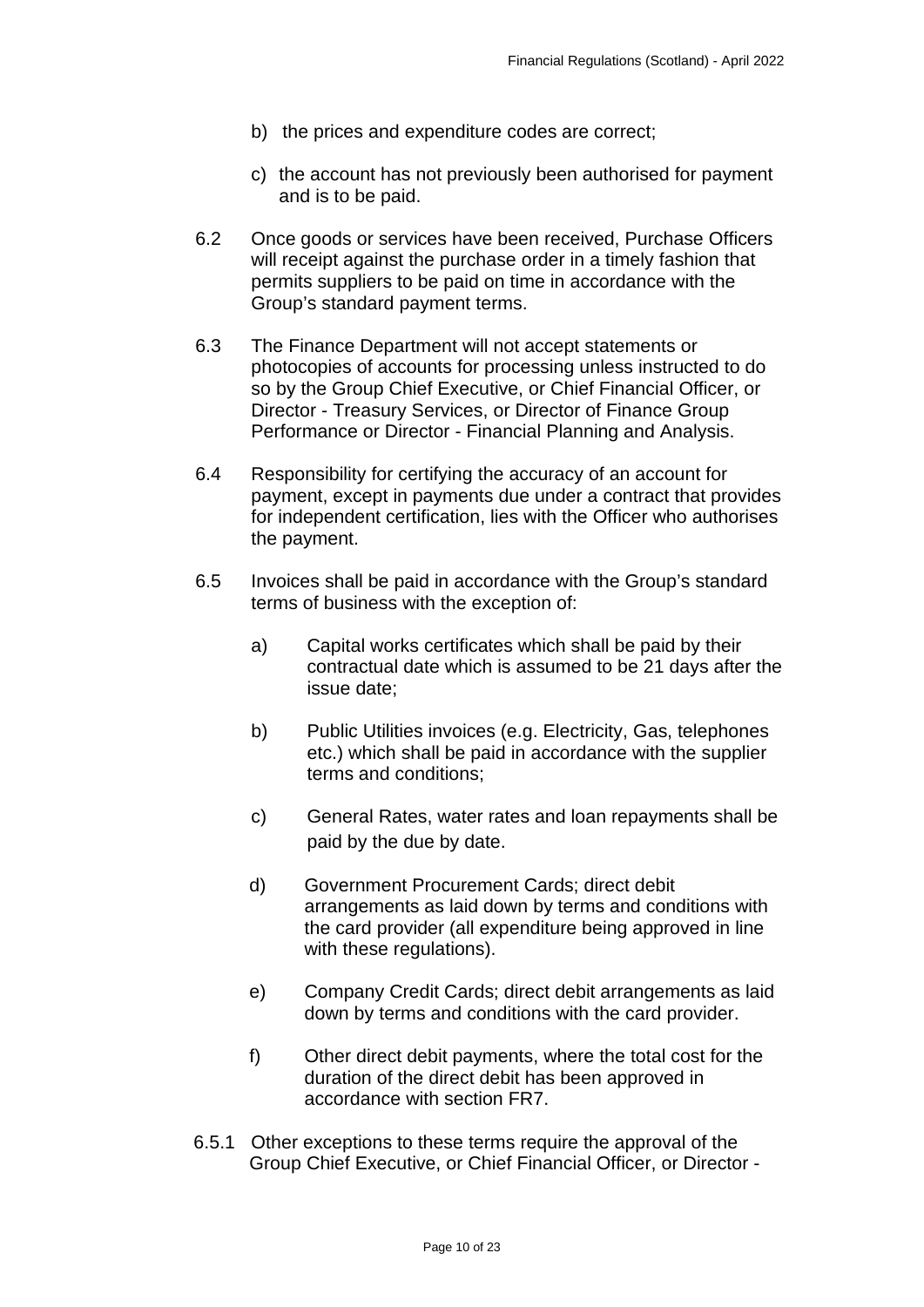b) the prices and expenditure codes are correct;

c) the account has not previously been authorised for payment and is to be paid.

6.2 Once goods or services have been received, Purchase Officers will receipt against the purchase order in a timely fashion that permits suppliers to be paid on time in accordance with the Group's standard payment terms.

6.3 The Finance Department will not accept statements or photocopies of accounts for processing unless instructed to do so by the Group Chief Executive, or Chief Financial Officer, or Director - Treasury Services, or Director of Finance Group Performance or Director - Financial Planning and Analysis.

6.4 Responsibility for certifying the accuracy of an account for payment, except in payments due under a contract that provides for independent certification, lies with the Officer who authorises the payment.

6.5 Invoices shall be paid in accordance with the Group's standard terms of business with the exception of:

a) Capital works certificates which shall be paid by their contractual date which is assumed to be 21 days after the issue date;

b) Public Utilities invoices (e.g. Electricity, Gas, telephones etc.) which shall be paid in accordance with the supplier terms and conditions;

c) General Rates, water rates and loan repayments shall be paid by the due by date.

d) Government Procurement Cards; direct debit arrangements as laid down by terms and conditions with the card provider (all expenditure being approved in line with these regulations).

e) Company Credit Cards; direct debit arrangements as laid down by terms and conditions with the card provider.

f) Other direct debit payments, where the total cost for the duration of the direct debit has been approved in accordance with section FR7.

6.5.1 Other exceptions to these terms require the approval of the Group Chief Executive, or Chief Financial Officer, or Director -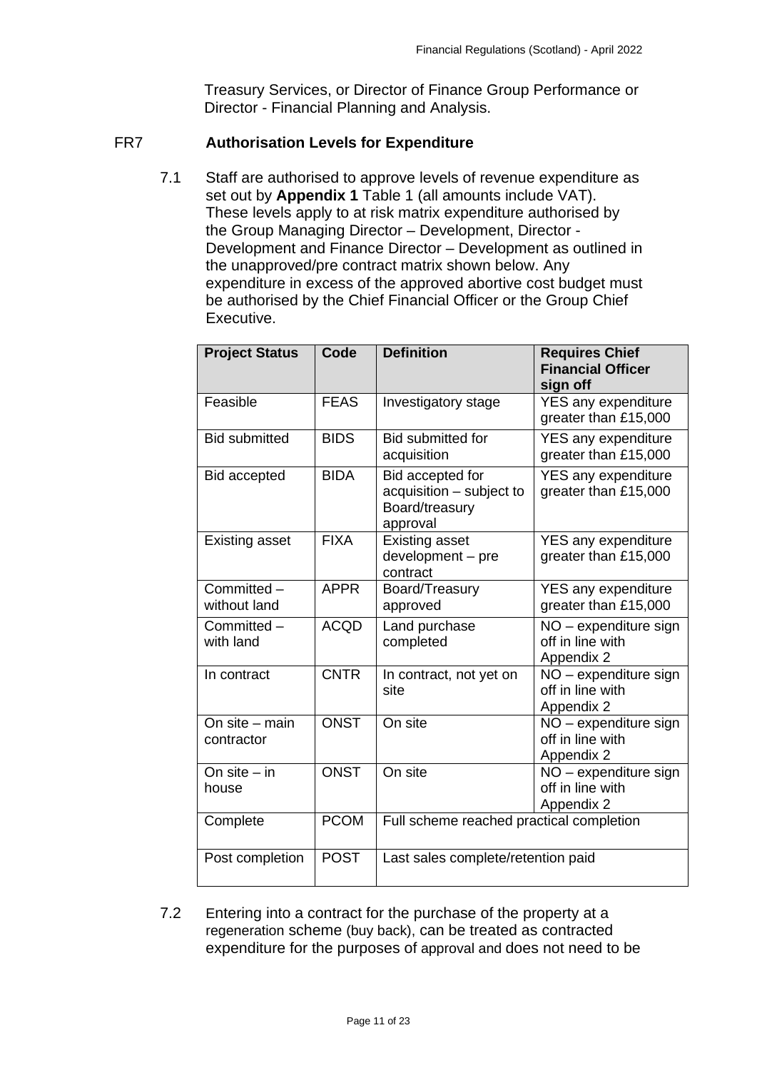Treasury Services, or Director of Finance Group Performance or Director - Financial Planning and Analysis.

## FR7 Authorisation Levels for Expenditure

7.1 Staff are authorised to approve levels of revenue expenditure as set out by **Appendix 1** Table 1 (all amounts include VAT). These levels apply to at risk matrix expenditure authorised by the Group Managing Director – Development, Director - Development and Finance Director – Development as outlined in the unapproved/pre contract matrix shown below. Any expenditure in excess of the approved abortive cost budget must be authorised by the Chief Financial Officer or the Group Chief Executive.

| Project Status | Code | Definition | Requires Chief Financial Officer sign off |
|---|---|---|---|
| Feasible | FEAS | Investigatory stage | YES any expenditure greater than £15,000 |
| Bid submitted | BIDS | Bid submitted for acquisition | YES any expenditure greater than £15,000 |
| Bid accepted | BIDA | Bid accepted for acquisition – subject to Board/treasury approval | YES any expenditure greater than £15,000 |
| Existing asset | FIXA | Existing asset development – pre contract | YES any expenditure greater than £15,000 |
| Committed – without land | APPR | Board/Treasury approved | YES any expenditure greater than £15,000 |
| Committed – with land | ACQD | Land purchase completed | NO – expenditure sign off in line with Appendix 2 |
| In contract | CNTR | In contract, not yet on site | NO – expenditure sign off in line with Appendix 2 |
| On site – main contractor | ONST | On site | NO – expenditure sign off in line with Appendix 2 |
| On site – in house | ONST | On site | NO – expenditure sign off in line with Appendix 2 |
| Complete | PCOM | Full scheme reached practical completion | |
| Post completion | POST | Last sales complete/retention paid | |

7.2 Entering into a contract for the purchase of the property at a regeneration scheme (buy back), can be treated as contracted expenditure for the purposes of approval and does not need to be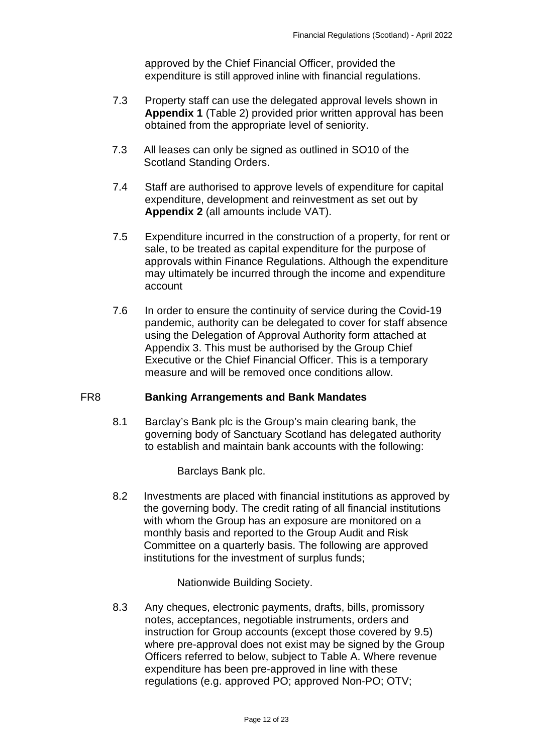approved by the Chief Financial Officer, provided the expenditure is still approved inline with financial regulations.

7.3 Property staff can use the delegated approval levels shown in **Appendix 1** (Table 2) provided prior written approval has been obtained from the appropriate level of seniority.

7.3 All leases can only be signed as outlined in SO10 of the Scotland Standing Orders.

7.4 Staff are authorised to approve levels of expenditure for capital expenditure, development and reinvestment as set out by **Appendix 2** (all amounts include VAT).

7.5 Expenditure incurred in the construction of a property, for rent or sale, to be treated as capital expenditure for the purpose of approvals within Finance Regulations. Although the expenditure may ultimately be incurred through the income and expenditure account

7.6 In order to ensure the continuity of service during the Covid-19 pandemic, authority can be delegated to cover for staff absence using the Delegation of Approval Authority form attached at Appendix 3. This must be authorised by the Group Chief Executive or the Chief Financial Officer. This is a temporary measure and will be removed once conditions allow.

## FR8 Banking Arrangements and Bank Mandates

8.1 Barclay's Bank plc is the Group's main clearing bank, the governing body of Sanctuary Scotland has delegated authority to establish and maintain bank accounts with the following:

Barclays Bank plc.

8.2 Investments are placed with financial institutions as approved by the governing body. The credit rating of all financial institutions with whom the Group has an exposure are monitored on a monthly basis and reported to the Group Audit and Risk Committee on a quarterly basis. The following are approved institutions for the investment of surplus funds;

Nationwide Building Society.

8.3 Any cheques, electronic payments, drafts, bills, promissory notes, acceptances, negotiable instruments, orders and instruction for Group accounts (except those covered by 9.5) where pre-approval does not exist may be signed by the Group Officers referred to below, subject to Table A. Where revenue expenditure has been pre-approved in line with these regulations (e.g. approved PO; approved Non-PO; OTV;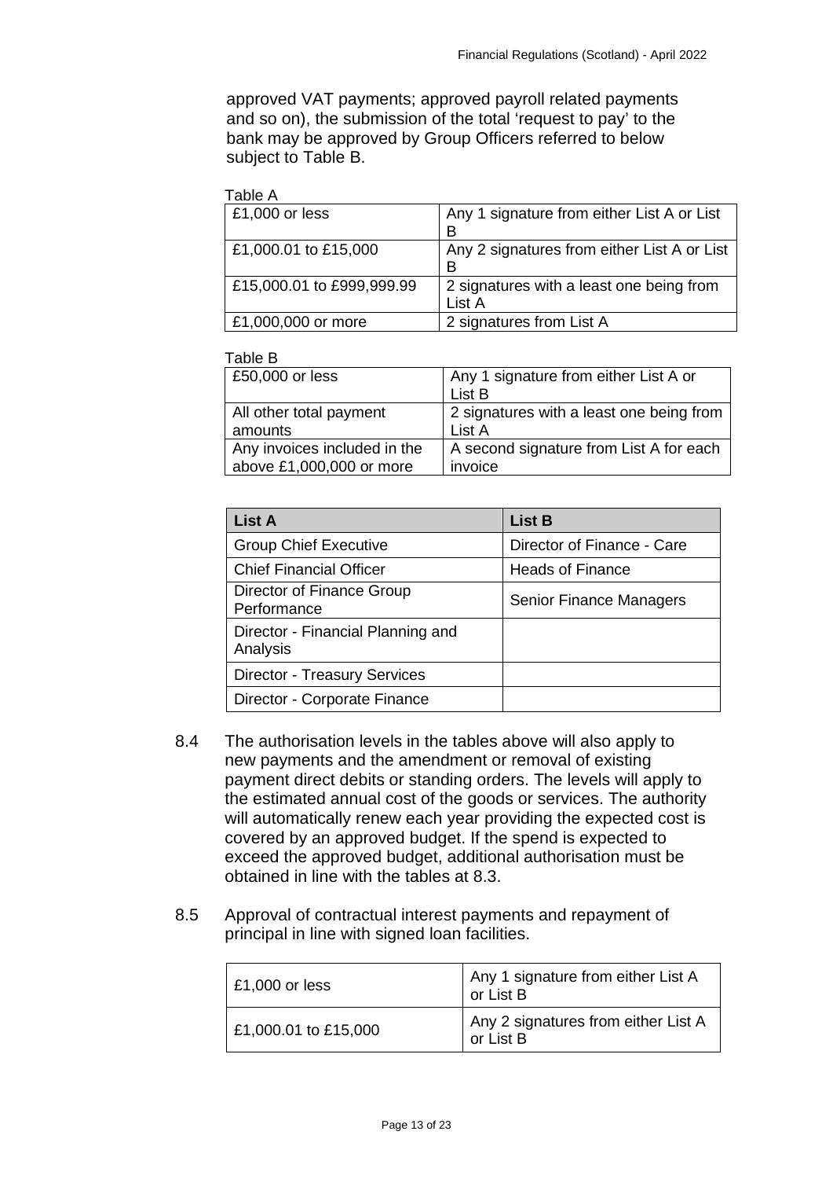approved VAT payments; approved payroll related payments and so on), the submission of the total 'request to pay' to the bank may be approved by Group Officers referred to below subject to Table B.

Table A

| | |
|---|---|
| £1,000 or less | Any 1 signature from either List A or List B |
| £1,000.01 to £15,000 | Any 2 signatures from either List A or List B |
| £15,000.01 to £999,999.99 | 2 signatures with a least one being from List A |
| £1,000,000 or more | 2 signatures from List A |

Table B

| | |
|---|---|
| £50,000 or less | Any 1 signature from either List A or List B |
| All other total payment amounts | 2 signatures with a least one being from List A |
| Any invoices included in the above £1,000,000 or more | A second signature from List A for each invoice |

| List A | List B |
|---|---|
| Group Chief Executive | Director of Finance - Care |
| Chief Financial Officer | Heads of Finance |
| Director of Finance Group Performance | Senior Finance Managers |
| Director - Financial Planning and Analysis | |
| Director - Treasury Services | |
| Director - Corporate Finance | |

8.4 The authorisation levels in the tables above will also apply to new payments and the amendment or removal of existing payment direct debits or standing orders. The levels will apply to the estimated annual cost of the goods or services. The authority will automatically renew each year providing the expected cost is covered by an approved budget. If the spend is expected to exceed the approved budget, additional authorisation must be obtained in line with the tables at 8.3.

8.5 Approval of contractual interest payments and repayment of principal in line with signed loan facilities.

| | |
|---|---|
| £1,000 or less | Any 1 signature from either List A or List B |
| £1,000.01 to £15,000 | Any 2 signatures from either List A or List B |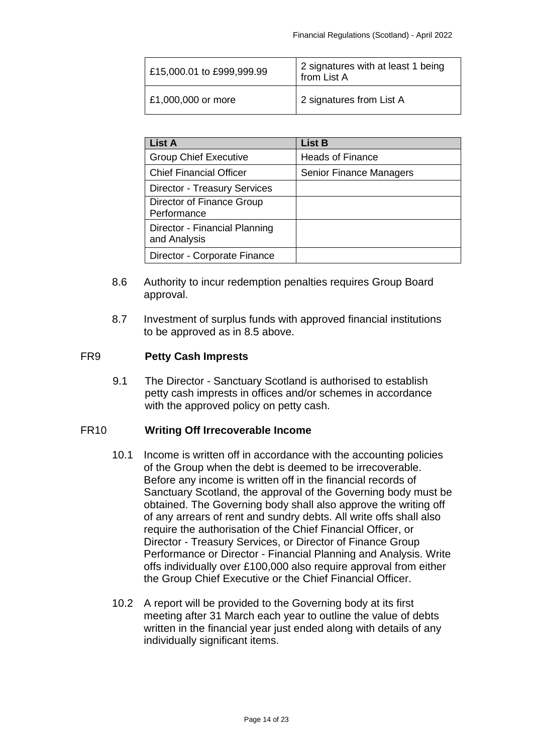| £15,000.01 to £999,999.99 | 2 signatures with at least 1 being from List A |
| --- | --- |
| £1,000,000 or more | 2 signatures from List A |

| List A | List B |
| --- | --- |
| Group Chief Executive | Heads of Finance |
| Chief Financial Officer | Senior Finance Managers |
| Director - Treasury Services | |
| Director of Finance Group Performance | |
| Director - Financial Planning and Analysis | |
| Director - Corporate Finance | |

8.6 Authority to incur redemption penalties requires Group Board approval.

8.7 Investment of surplus funds with approved financial institutions to be approved as in 8.5 above.

## FR9 Petty Cash Imprests

9.1 The Director - Sanctuary Scotland is authorised to establish petty cash imprests in offices and/or schemes in accordance with the approved policy on petty cash.

## FR10 Writing Off Irrecoverable Income

10.1 Income is written off in accordance with the accounting policies of the Group when the debt is deemed to be irrecoverable. Before any income is written off in the financial records of Sanctuary Scotland, the approval of the Governing body must be obtained. The Governing body shall also approve the writing off of any arrears of rent and sundry debts. All write offs shall also require the authorisation of the Chief Financial Officer, or Director - Treasury Services, or Director of Finance Group Performance or Director - Financial Planning and Analysis. Write offs individually over £100,000 also require approval from either the Group Chief Executive or the Chief Financial Officer.

10.2 A report will be provided to the Governing body at its first meeting after 31 March each year to outline the value of debts written in the financial year just ended along with details of any individually significant items.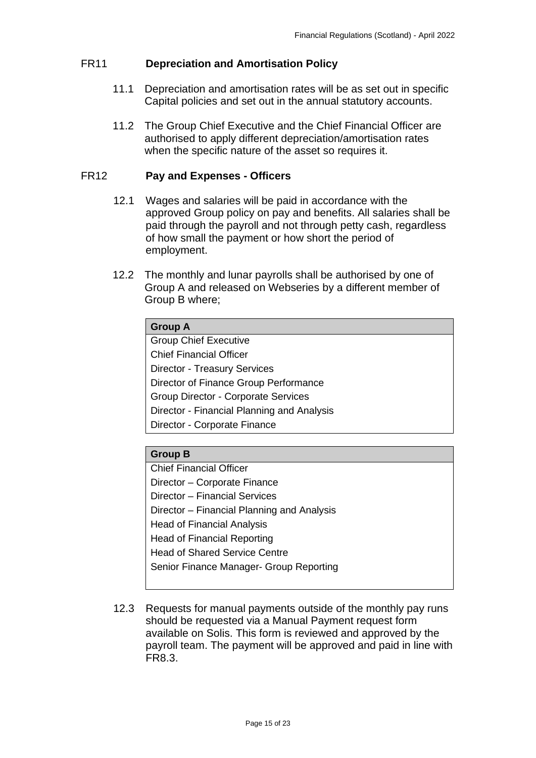## FR11 Depreciation and Amortisation Policy

11.1 Depreciation and amortisation rates will be as set out in specific Capital policies and set out in the annual statutory accounts.

11.2 The Group Chief Executive and the Chief Financial Officer are authorised to apply different depreciation/amortisation rates when the specific nature of the asset so requires it.

## FR12 Pay and Expenses - Officers

12.1 Wages and salaries will be paid in accordance with the approved Group policy on pay and benefits. All salaries shall be paid through the payroll and not through petty cash, regardless of how small the payment or how short the period of employment.

12.2 The monthly and lunar payrolls shall be authorised by one of Group A and released on Webseries by a different member of Group B where;

| Group A |
| --- |
| Group Chief Executive |
| Chief Financial Officer |
| Director - Treasury Services |
| Director of Finance Group Performance |
| Group Director - Corporate Services |
| Director - Financial Planning and Analysis |
| Director - Corporate Finance |

| Group B |
| --- |
| Chief Financial Officer |
| Director – Corporate Finance |
| Director – Financial Services |
| Director – Financial Planning and Analysis |
| Head of Financial Analysis |
| Head of Financial Reporting |
| Head of Shared Service Centre |
| Senior Finance Manager- Group Reporting |

12.3 Requests for manual payments outside of the monthly pay runs should be requested via a Manual Payment request form available on Solis. This form is reviewed and approved by the payroll team. The payment will be approved and paid in line with FR8.3.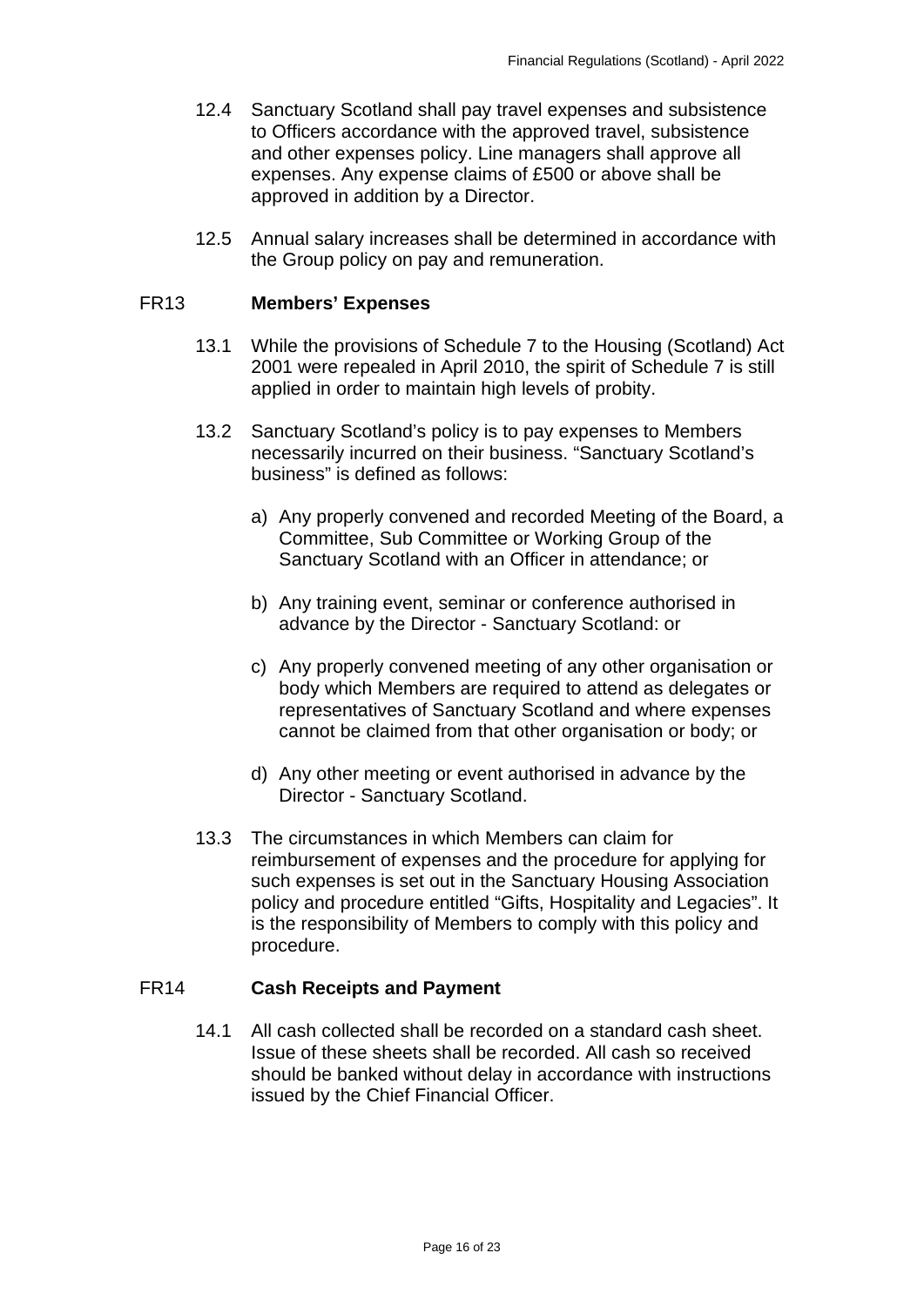12.4 Sanctuary Scotland shall pay travel expenses and subsistence to Officers accordance with the approved travel, subsistence and other expenses policy. Line managers shall approve all expenses. Any expense claims of £500 or above shall be approved in addition by a Director.

12.5 Annual salary increases shall be determined in accordance with the Group policy on pay and remuneration.

## FR13 **Members' Expenses**

13.1 While the provisions of Schedule 7 to the Housing (Scotland) Act 2001 were repealed in April 2010, the spirit of Schedule 7 is still applied in order to maintain high levels of probity.

13.2 Sanctuary Scotland's policy is to pay expenses to Members necessarily incurred on their business. "Sanctuary Scotland's business" is defined as follows:

a) Any properly convened and recorded Meeting of the Board, a Committee, Sub Committee or Working Group of the Sanctuary Scotland with an Officer in attendance; or

b) Any training event, seminar or conference authorised in advance by the Director - Sanctuary Scotland: or

c) Any properly convened meeting of any other organisation or body which Members are required to attend as delegates or representatives of Sanctuary Scotland and where expenses cannot be claimed from that other organisation or body; or

d) Any other meeting or event authorised in advance by the Director - Sanctuary Scotland.

13.3 The circumstances in which Members can claim for reimbursement of expenses and the procedure for applying for such expenses is set out in the Sanctuary Housing Association policy and procedure entitled "Gifts, Hospitality and Legacies". It is the responsibility of Members to comply with this policy and procedure.

## FR14 **Cash Receipts and Payment**

14.1 All cash collected shall be recorded on a standard cash sheet. Issue of these sheets shall be recorded. All cash so received should be banked without delay in accordance with instructions issued by the Chief Financial Officer.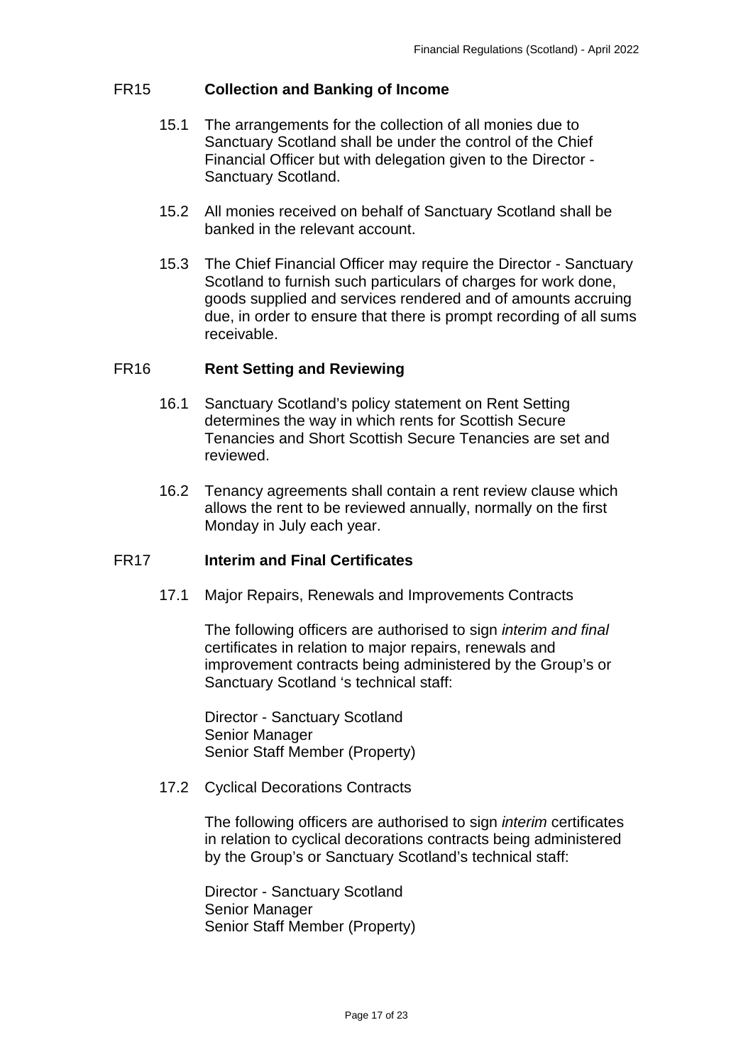## FR15 Collection and Banking of Income

15.1 The arrangements for the collection of all monies due to Sanctuary Scotland shall be under the control of the Chief Financial Officer but with delegation given to the Director - Sanctuary Scotland.

15.2 All monies received on behalf of Sanctuary Scotland shall be banked in the relevant account.

15.3 The Chief Financial Officer may require the Director - Sanctuary Scotland to furnish such particulars of charges for work done, goods supplied and services rendered and of amounts accruing due, in order to ensure that there is prompt recording of all sums receivable.

## FR16 Rent Setting and Reviewing

16.1 Sanctuary Scotland's policy statement on Rent Setting determines the way in which rents for Scottish Secure Tenancies and Short Scottish Secure Tenancies are set and reviewed.

16.2 Tenancy agreements shall contain a rent review clause which allows the rent to be reviewed annually, normally on the first Monday in July each year.

## FR17 Interim and Final Certificates

17.1 Major Repairs, Renewals and Improvements Contracts

The following officers are authorised to sign *interim and final* certificates in relation to major repairs, renewals and improvement contracts being administered by the Group's or Sanctuary Scotland 's technical staff:

Director - Sanctuary Scotland
Senior Manager
Senior Staff Member (Property)

17.2 Cyclical Decorations Contracts

The following officers are authorised to sign *interim* certificates in relation to cyclical decorations contracts being administered by the Group's or Sanctuary Scotland's technical staff:

Director - Sanctuary Scotland
Senior Manager
Senior Staff Member (Property)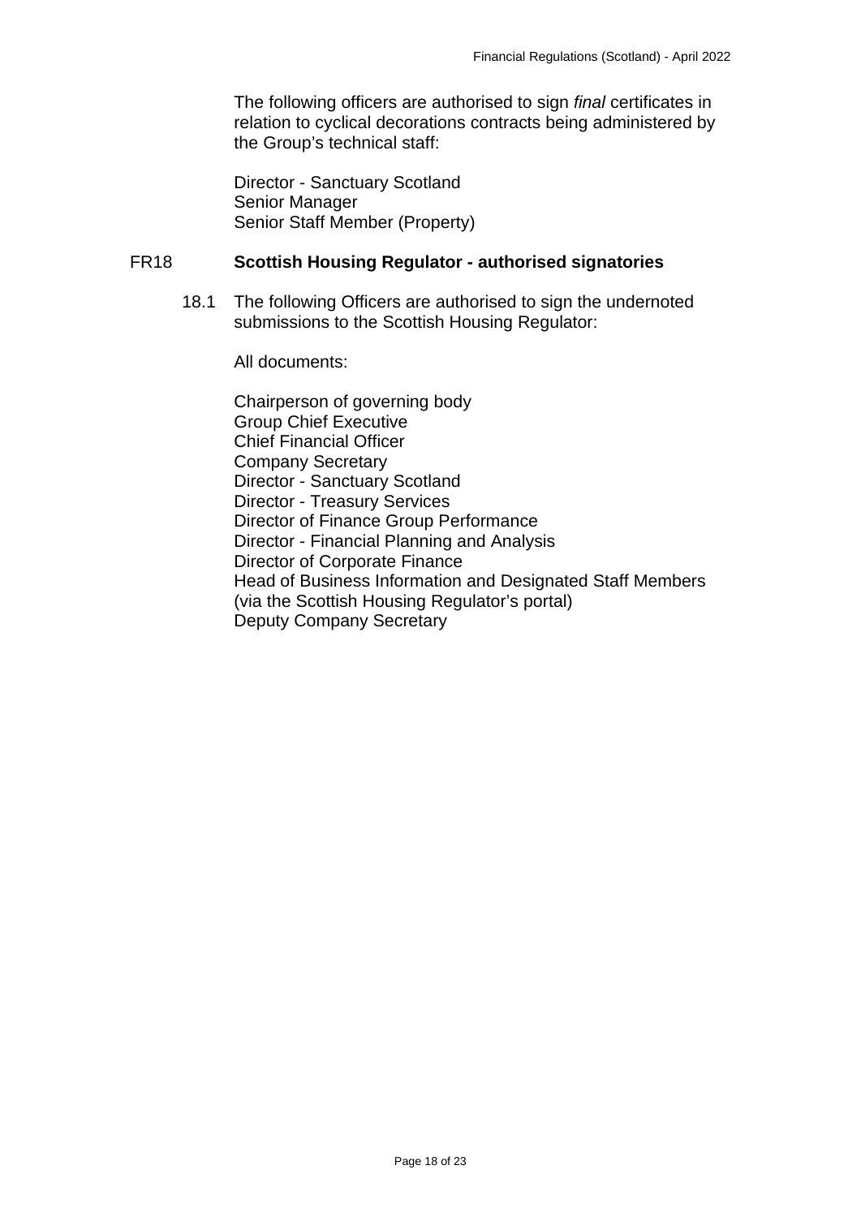The following officers are authorised to sign *final* certificates in relation to cyclical decorations contracts being administered by the Group's technical staff:

Director - Sanctuary Scotland
Senior Manager
Senior Staff Member (Property)

## FR18 Scottish Housing Regulator - authorised signatories

18.1 The following Officers are authorised to sign the undernoted submissions to the Scottish Housing Regulator:

All documents:

Chairperson of governing body
Group Chief Executive
Chief Financial Officer
Company Secretary
Director - Sanctuary Scotland
Director - Treasury Services
Director of Finance Group Performance
Director - Financial Planning and Analysis
Director of Corporate Finance
Head of Business Information and Designated Staff Members (via the Scottish Housing Regulator's portal)
Deputy Company Secretary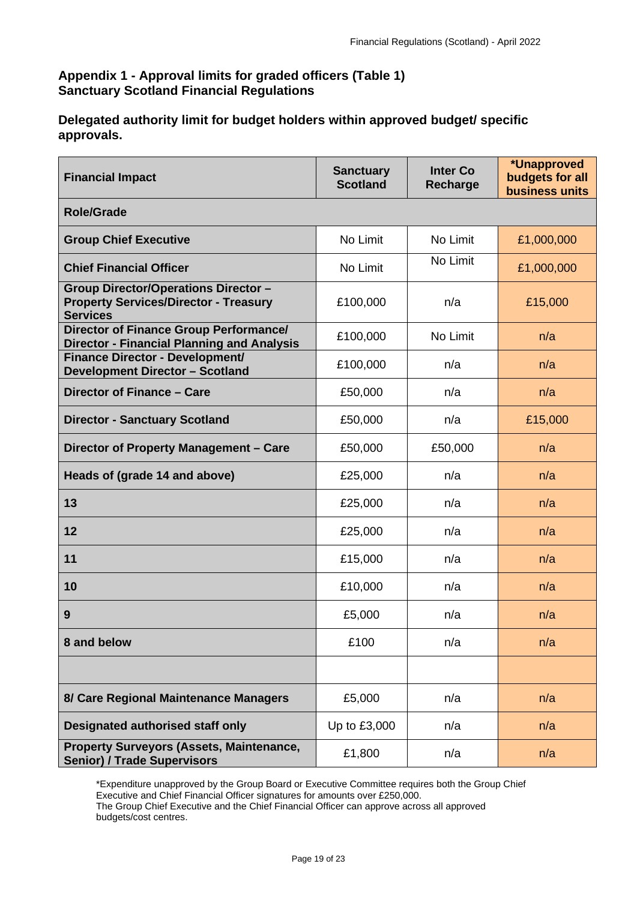## Appendix 1 - Approval limits for graded officers (Table 1)
## Sanctuary Scotland Financial Regulations

### Delegated authority limit for budget holders within approved budget/ specific approvals.

| Financial Impact | Sanctuary Scotland | Inter Co Recharge | *Unapproved budgets for all business units |
|---|---|---|---|
| **Role/Grade** | | | |
| **Group Chief Executive** | No Limit | No Limit | £1,000,000 |
| **Chief Financial Officer** | No Limit | No Limit | £1,000,000 |
| **Group Director/Operations Director – Property Services/Director - Treasury Services** | £100,000 | n/a | £15,000 |
| **Director of Finance Group Performance/ Director - Financial Planning and Analysis** | £100,000 | No Limit | n/a |
| **Finance Director - Development/ Development Director – Scotland** | £100,000 | n/a | n/a |
| **Director of Finance – Care** | £50,000 | n/a | n/a |
| **Director - Sanctuary Scotland** | £50,000 | n/a | £15,000 |
| **Director of Property Management – Care** | £50,000 | £50,000 | n/a |
| **Heads of (grade 14 and above)** | £25,000 | n/a | n/a |
| **13** | £25,000 | n/a | n/a |
| **12** | £25,000 | n/a | n/a |
| **11** | £15,000 | n/a | n/a |
| **10** | £10,000 | n/a | n/a |
| **9** | £5,000 | n/a | n/a |
| **8 and below** | £100 | n/a | n/a |
| | | | |
| **8/ Care Regional Maintenance Managers** | £5,000 | n/a | n/a |
| **Designated authorised staff only** | Up to £3,000 | n/a | n/a |
| **Property Surveyors (Assets, Maintenance, Senior) / Trade Supervisors** | £1,800 | n/a | n/a |

*Expenditure unapproved by the Group Board or Executive Committee requires both the Group Chief Executive and Chief Financial Officer signatures for amounts over £250,000.
The Group Chief Executive and the Chief Financial Officer can approve across all approved budgets/cost centres.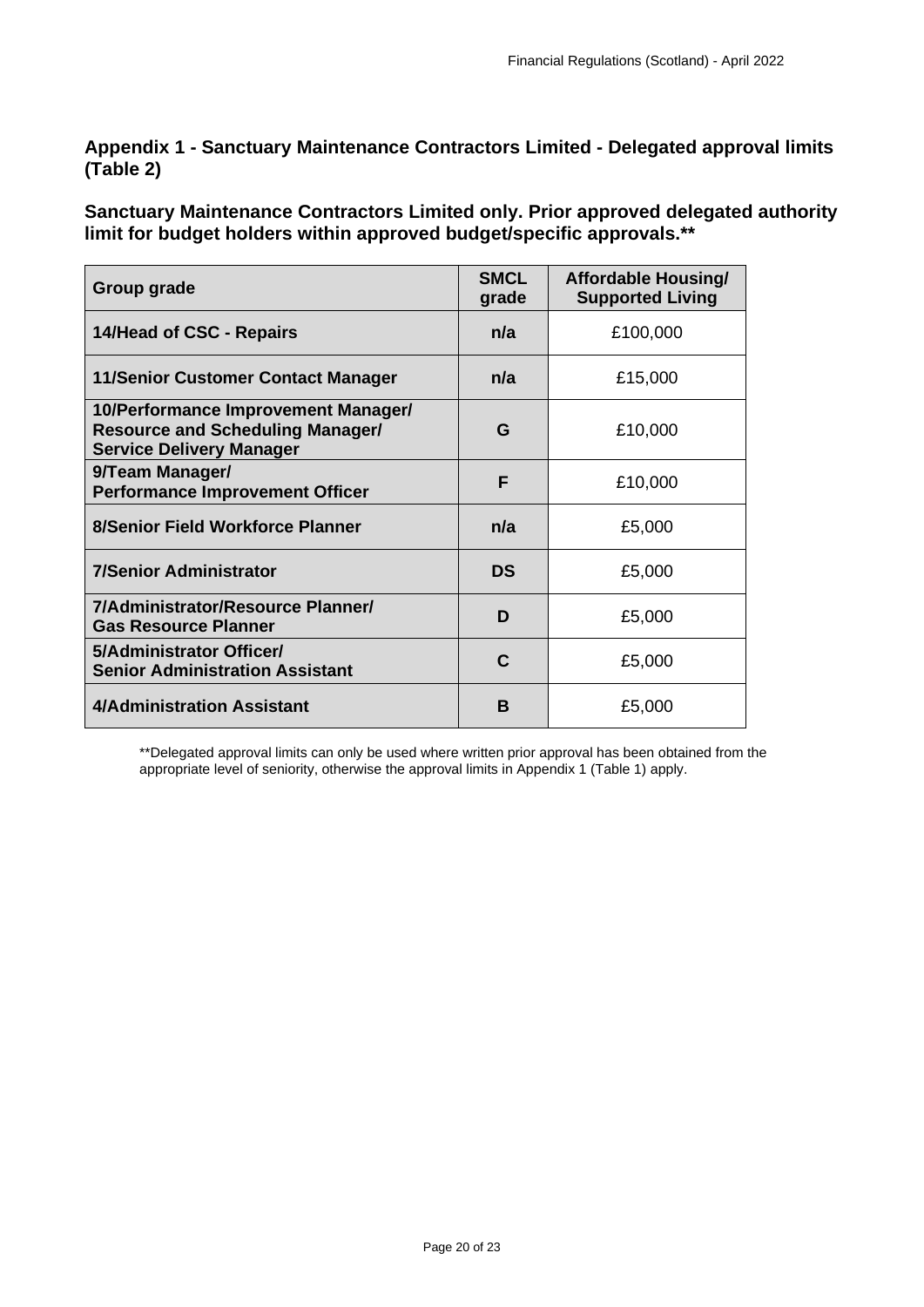## Appendix 1 - Sanctuary Maintenance Contractors Limited - Delegated approval limits (Table 2)

**Sanctuary Maintenance Contractors Limited only. Prior approved delegated authority limit for budget holders within approved budget/specific approvals.\*\***

| Group grade | SMCL grade | Affordable Housing/ Supported Living |
|---|---|---|
| **14/Head of CSC - Repairs** | **n/a** | £100,000 |
| **11/Senior Customer Contact Manager** | **n/a** | £15,000 |
| **10/Performance Improvement Manager/ Resource and Scheduling Manager/ Service Delivery Manager** | **G** | £10,000 |
| **9/Team Manager/ Performance Improvement Officer** | **F** | £10,000 |
| **8/Senior Field Workforce Planner** | **n/a** | £5,000 |
| **7/Senior Administrator** | **DS** | £5,000 |
| **7/Administrator/Resource Planner/ Gas Resource Planner** | **D** | £5,000 |
| **5/Administrator Officer/ Senior Administration Assistant** | **C** | £5,000 |
| **4/Administration Assistant** | **B** | £5,000 |

\*\*Delegated approval limits can only be used where written prior approval has been obtained from the appropriate level of seniority, otherwise the approval limits in Appendix 1 (Table 1) apply.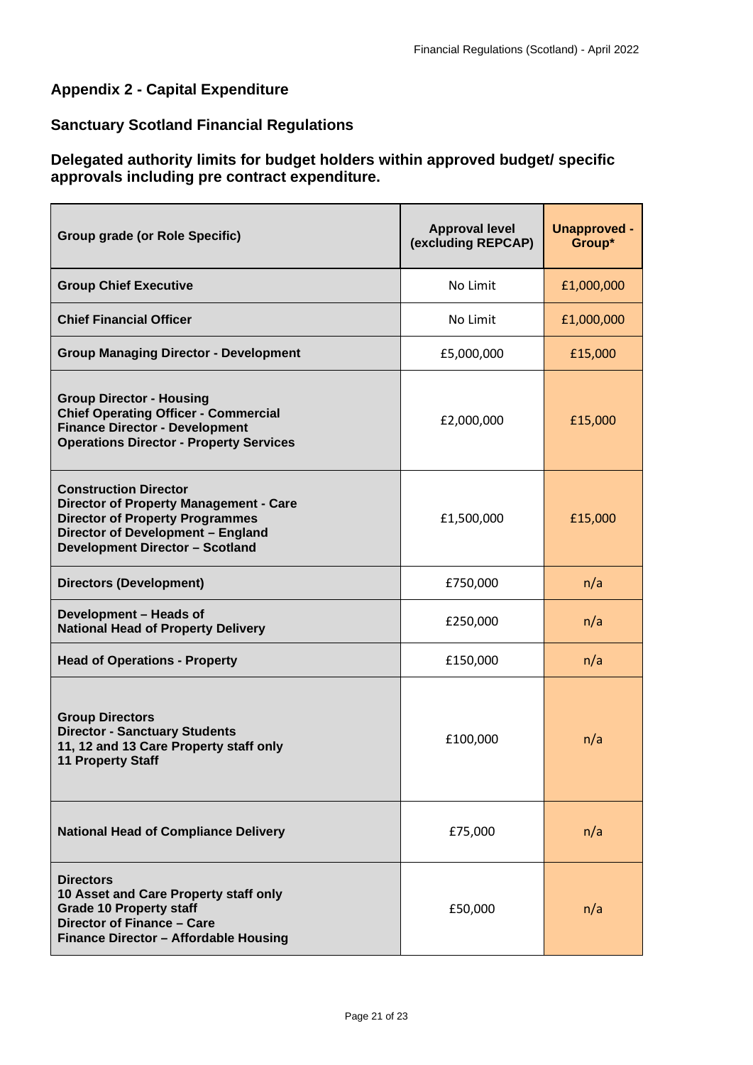## Appendix 2 - Capital Expenditure

## Sanctuary Scotland Financial Regulations

### Delegated authority limits for budget holders within approved budget/ specific approvals including pre contract expenditure.

| Group grade (or Role Specific) | Approval level (excluding REPCAP) | Unapproved - Group* |
|---|---|---|
| **Group Chief Executive** | No Limit | £1,000,000 |
| **Chief Financial Officer** | No Limit | £1,000,000 |
| **Group Managing Director - Development** | £5,000,000 | £15,000 |
| **Group Director - Housing**<br>**Chief Operating Officer - Commercial**<br>**Finance Director - Development**<br>**Operations Director - Property Services** | £2,000,000 | £15,000 |
| **Construction Director**<br>**Director of Property Management - Care**<br>**Director of Property Programmes**<br>**Director of Development – England**<br>**Development Director – Scotland** | £1,500,000 | £15,000 |
| **Directors (Development)** | £750,000 | n/a |
| **Development – Heads of**<br>**National Head of Property Delivery** | £250,000 | n/a |
| **Head of Operations - Property** | £150,000 | n/a |
| **Group Directors**<br>**Director - Sanctuary Students**<br>**11, 12 and 13 Care Property staff only**<br>**11 Property Staff** | £100,000 | n/a |
| **National Head of Compliance Delivery** | £75,000 | n/a |
| **Directors**<br>**10 Asset and Care Property staff only**<br>**Grade 10 Property staff**<br>**Director of Finance – Care**<br>**Finance Director – Affordable Housing** | £50,000 | n/a |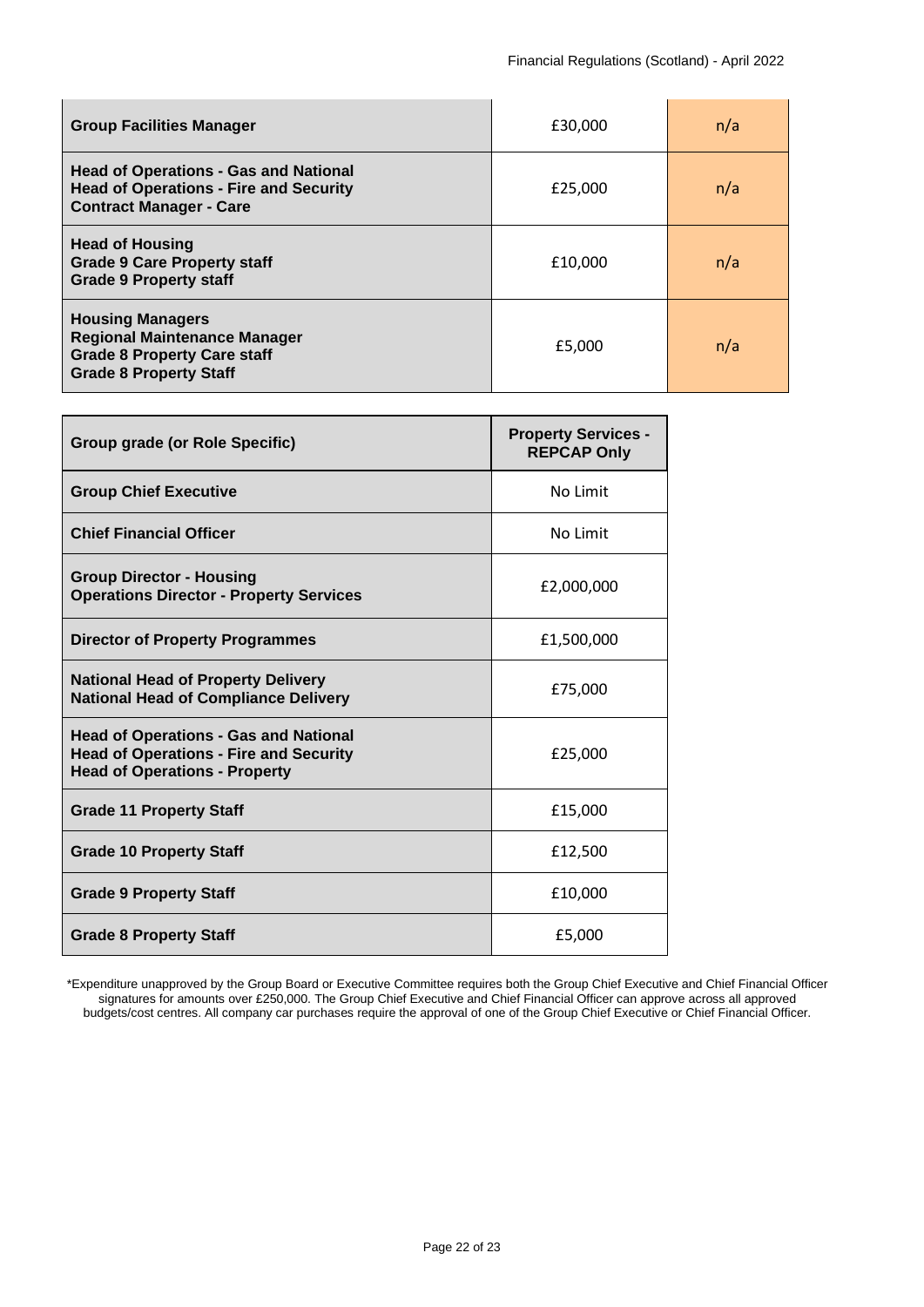| | | |
|---|---|---|
| **Group Facilities Manager** | £30,000 | n/a |
| **Head of Operations - Gas and National**<br>**Head of Operations - Fire and Security**<br>**Contract Manager - Care** | £25,000 | n/a |
| **Head of Housing**<br>**Grade 9 Care Property staff**<br>**Grade 9 Property staff** | £10,000 | n/a |
| **Housing Managers**<br>**Regional Maintenance Manager**<br>**Grade 8 Property Care staff**<br>**Grade 8 Property Staff** | £5,000 | n/a |

| Group grade (or Role Specific) | Property Services - REPCAP Only |
|---|---|
| **Group Chief Executive** | No Limit |
| **Chief Financial Officer** | No Limit |
| **Group Director - Housing**<br>**Operations Director - Property Services** | £2,000,000 |
| **Director of Property Programmes** | £1,500,000 |
| **National Head of Property Delivery**<br>**National Head of Compliance Delivery** | £75,000 |
| **Head of Operations - Gas and National**<br>**Head of Operations - Fire and Security**<br>**Head of Operations - Property** | £25,000 |
| **Grade 11 Property Staff** | £15,000 |
| **Grade 10 Property Staff** | £12,500 |
| **Grade 9 Property Staff** | £10,000 |
| **Grade 8 Property Staff** | £5,000 |

*Expenditure unapproved by the Group Board or Executive Committee requires both the Group Chief Executive and Chief Financial Officer signatures for amounts over £250,000. The Group Chief Executive and Chief Financial Officer can approve across all approved budgets/cost centres. All company car purchases require the approval of one of the Group Chief Executive or Chief Financial Officer.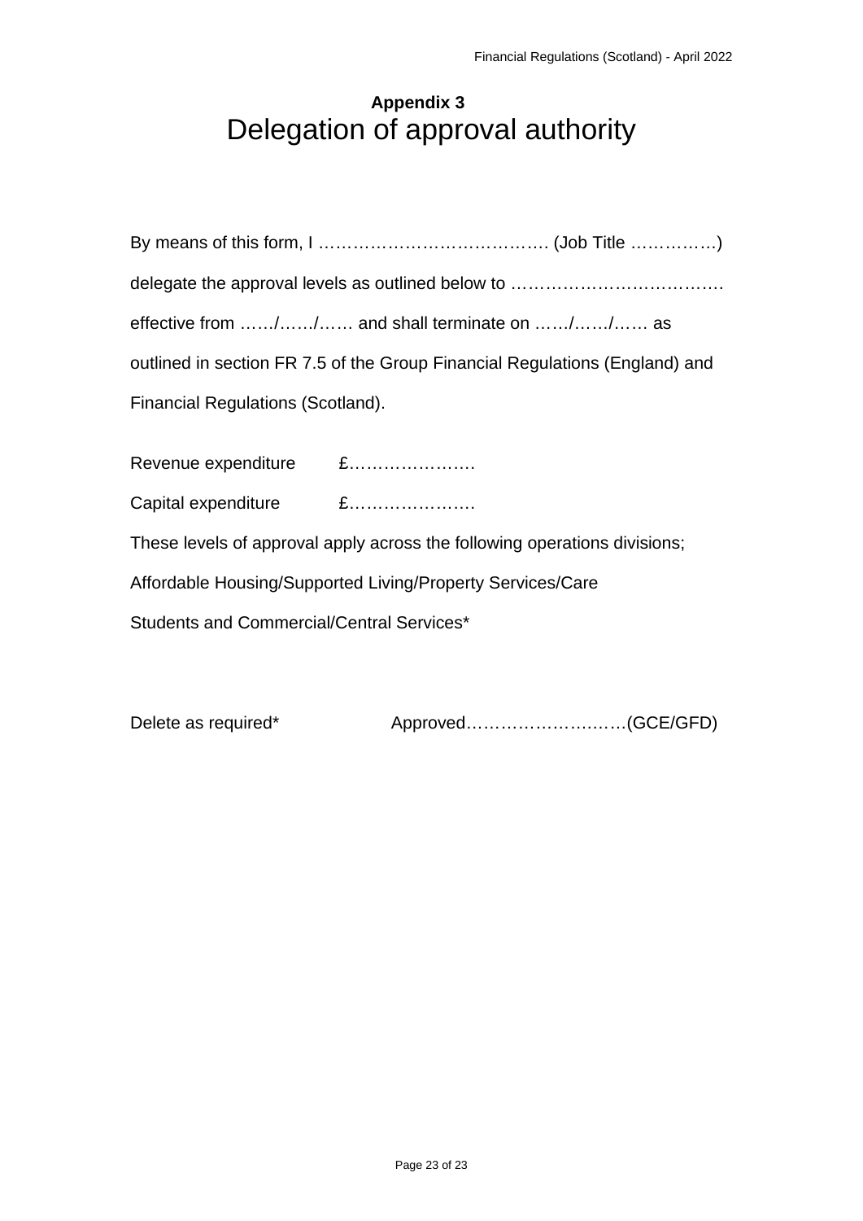**Appendix 3**

# Delegation of approval authority

By means of this form, I …………………………………. (Job Title ……………) delegate the approval levels as outlined below to ………………………………. effective from ……/……/…… and shall terminate on ……/……/…… as outlined in section FR 7.5 of the Group Financial Regulations (England) and Financial Regulations (Scotland).

Revenue expenditure £………………….

Capital expenditure £………………….

These levels of approval apply across the following operations divisions;

Affordable Housing/Supported Living/Property Services/Care

Students and Commercial/Central Services*

Delete as required* Approved………………….……(GCE/GFD)